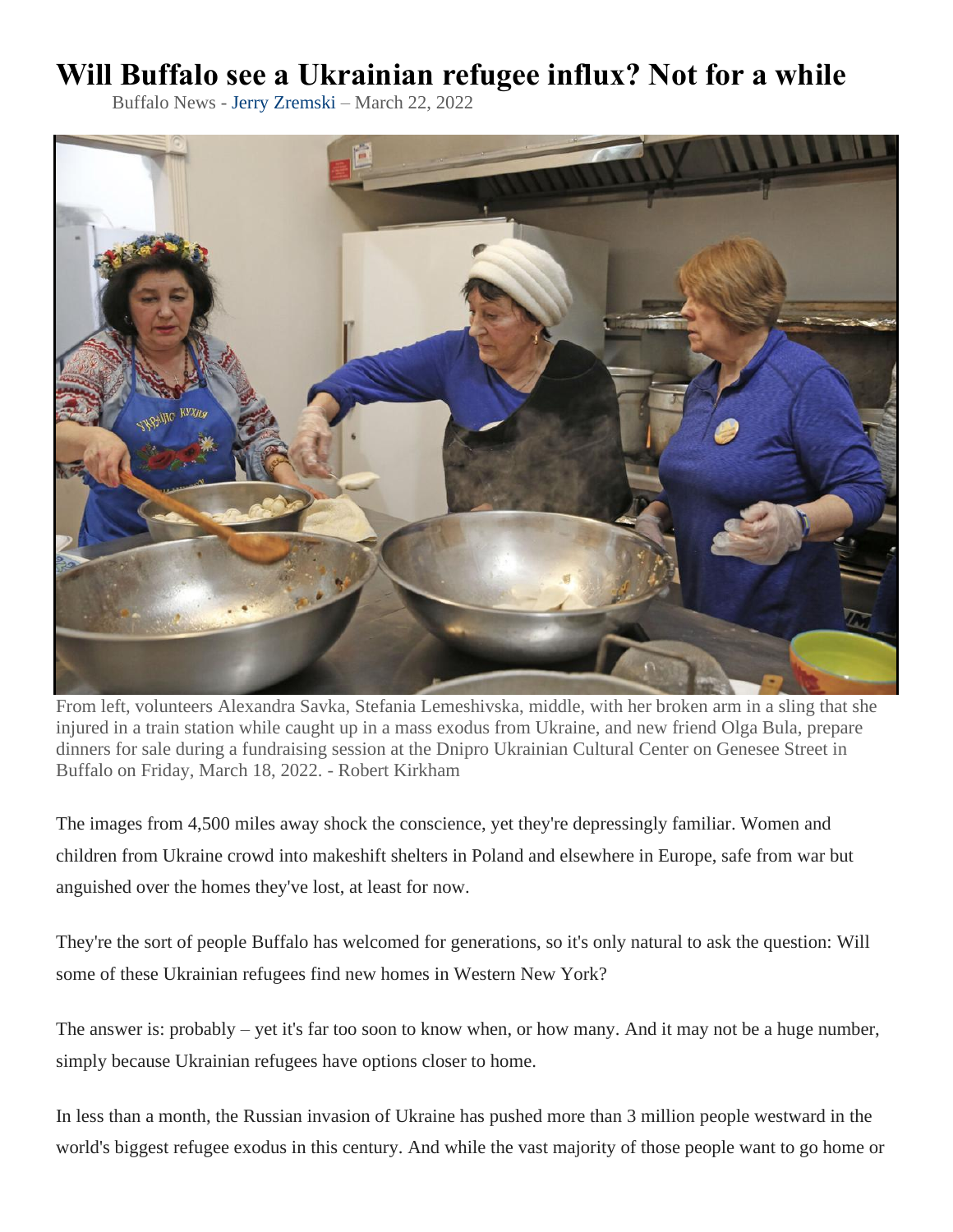# Will Buffalo see a Ukrainian refugee influx? Not for a while

Buffalo News - Jerry Zremski – March 22, 2022

From left, volunteers Alexandra Savka, Stefania Lemeshivska, middle, with her broken arm in a sling that she injured in a train station while caught up in a mass exodus from Ukraine, and new friend Olga Bula, prepare dinners for sale during a fundraising session at the Dnipro Ukrainian Cultural Center on Genesee Street in Buffalo on Friday, March 18, 2022. - Robert Kirkham

The images from 4,500 miles away shock the conscience, yet they're depressingly familiar. Women and children from Ukraine crowd into makeshift shelters in Poland and elsewhere in Europe, safe from war but anguished over the homes they've lost, at least for now.

They're the sort of people Buffalo has welcomed for generations, so it's only natural to ask the question: Will some of these Ukrainian refugees find new homes in Western New York?

The answer is: probably – yet it's far too soon to know when, or how many. And it may not be a huge number, simply because Ukrainian refugees have options closer to home.

In less than a month, the Russian invasion of Ukraine has pushed more than 3 million people westward in the world's biggest refugee exodus in this century. And while the vast majority of those people want to go home or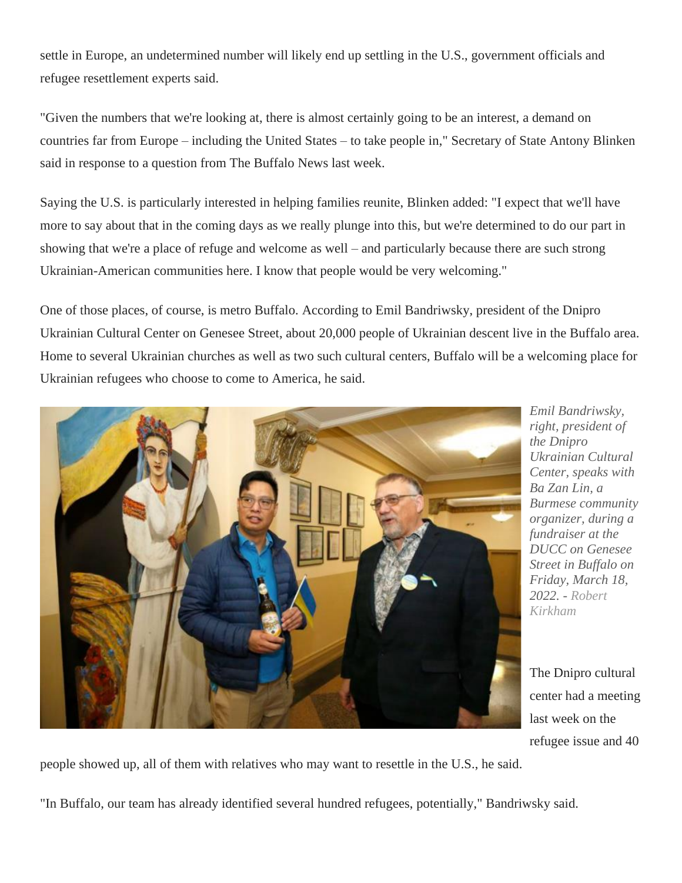settle in Europe, an undetermined number will likely end up settling in the U.S., government officials and refugee resettlement experts said.

"Given the numbers that we're looking at, there is almost certainly going to be an interest, a demand on countries far from Europe – including the United States – to take people in," Secretary of State Antony Blinken said in response to a question from The Buffalo News last week.

Saying the U.S. is particularly interested in helping families reunite, Blinken added: "I expect that we'll have more to say about that in the coming days as we really plunge into this, but we're determined to do our part in showing that we're a place of refuge and welcome as well – and particularly because there are such strong Ukrainian-American communities here. I know that people would be very welcoming."

One of those places, of course, is metro Buffalo. According to Emil Bandriwsky, president of the Dnipro Ukrainian Cultural Center on Genesee Street, about 20,000 people of Ukrainian descent live in the Buffalo area. Home to several Ukrainian churches as well as two such cultural centers, Buffalo will be a welcoming place for Ukrainian refugees who choose to come to America, he said.

*Emil Bandriwsky, right, president of the Dnipro Ukrainian Cultural Center, speaks with Ba Zan Lin, a Burmese community organizer, during a fundraiser at the DUCC on Genesee Street in Buffalo on Friday, March 18, 2022. - Robert Kirkham*

The Dnipro cultural center had a meeting last week on the refugee issue and 40 people showed up, all of them with relatives who may want to resettle in the U.S., he said.

"In Buffalo, our team has already identified several hundred refugees, potentially," Bandriwsky said.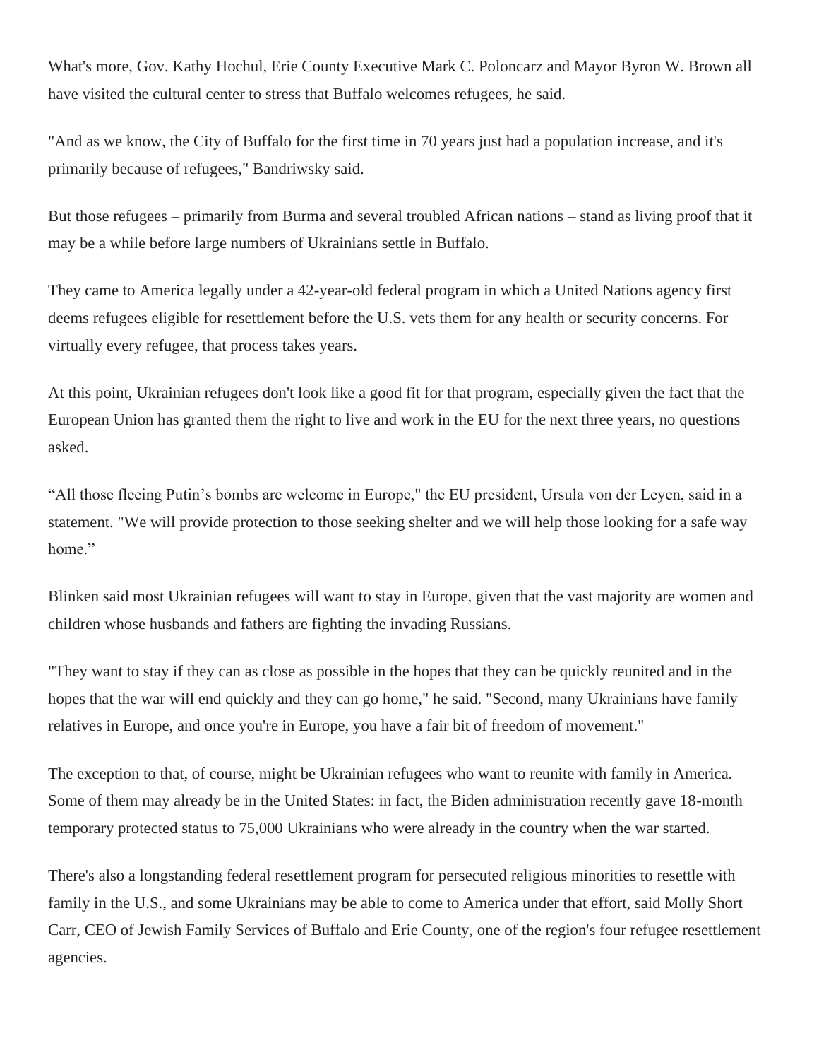What's more, Gov. Kathy Hochul, Erie County Executive Mark C. Poloncarz and Mayor Byron W. Brown all have visited the cultural center to stress that Buffalo welcomes refugees, he said.

"And as we know, the City of Buffalo for the first time in 70 years just had a population increase, and it's primarily because of refugees," Bandriwsky said.

But those refugees – primarily from Burma and several troubled African nations – stand as living proof that it may be a while before large numbers of Ukrainians settle in Buffalo.

They came to America legally under a 42-year-old federal program in which a United Nations agency first deems refugees eligible for resettlement before the U.S. vets them for any health or security concerns. For virtually every refugee, that process takes years.

At this point, Ukrainian refugees don't look like a good fit for that program, especially given the fact that the European Union has granted them the right to live and work in the EU for the next three years, no questions asked.

"All those fleeing Putin's bombs are welcome in Europe," the EU president, Ursula von der Leyen, said in a statement. "We will provide protection to those seeking shelter and we will help those looking for a safe way home."

Blinken said most Ukrainian refugees will want to stay in Europe, given that the vast majority are women and children whose husbands and fathers are fighting the invading Russians.

"They want to stay if they can as close as possible in the hopes that they can be quickly reunited and in the hopes that the war will end quickly and they can go home," he said. "Second, many Ukrainians have family relatives in Europe, and once you're in Europe, you have a fair bit of freedom of movement."

The exception to that, of course, might be Ukrainian refugees who want to reunite with family in America. Some of them may already be in the United States: in fact, the Biden administration recently gave 18-month temporary protected status to 75,000 Ukrainians who were already in the country when the war started.

There's also a longstanding federal resettlement program for persecuted religious minorities to resettle with family in the U.S., and some Ukrainians may be able to come to America under that effort, said Molly Short Carr, CEO of Jewish Family Services of Buffalo and Erie County, one of the region's four refugee resettlement agencies.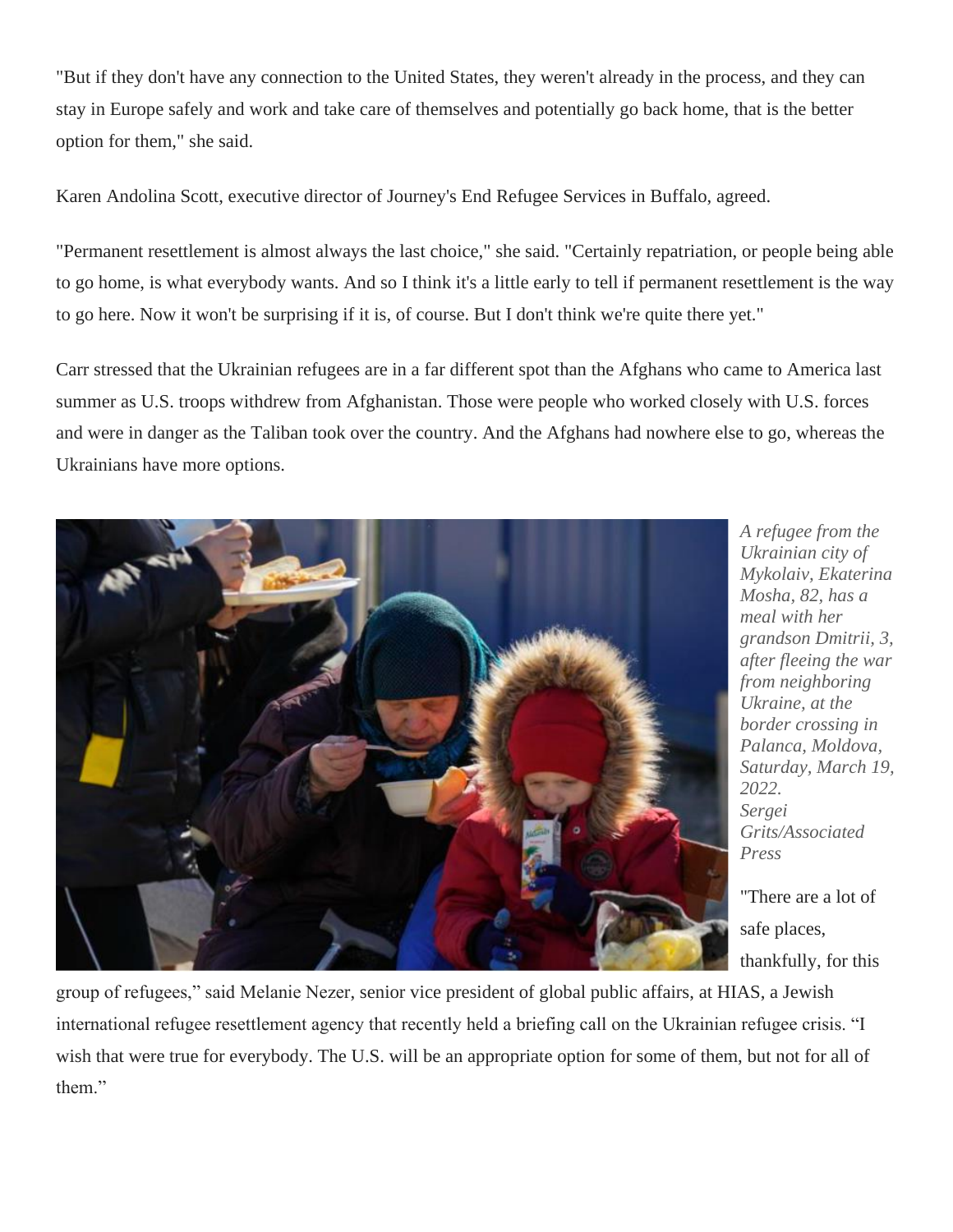"But if they don't have any connection to the United States, they weren't already in the process, and they can stay in Europe safely and work and take care of themselves and potentially go back home, that is the better option for them," she said.

Karen Andolina Scott, executive director of Journey's End Refugee Services in Buffalo, agreed.

"Permanent resettlement is almost always the last choice," she said. "Certainly repatriation, or people being able to go home, is what everybody wants. And so I think it's a little early to tell if permanent resettlement is the way to go here. Now it won't be surprising if it is, of course. But I don't think we're quite there yet."

Carr stressed that the Ukrainian refugees are in a far different spot than the Afghans who came to America last summer as U.S. troops withdrew from Afghanistan. Those were people who worked closely with U.S. forces and were in danger as the Taliban took over the country. And the Afghans had nowhere else to go, whereas the Ukrainians have more options.

*A refugee from the Ukrainian city of Mykolaiv, Ekaterina Mosha, 82, has a meal with her grandson Dmitrii, 3, after fleeing the war from neighboring Ukraine, at the border crossing in Palanca, Moldova, Saturday, March 19, 2022.*
*Sergei Grits/Associated Press*

"There are a lot of safe places, thankfully, for this group of refugees," said Melanie Nezer, senior vice president of global public affairs, at HIAS, a Jewish international refugee resettlement agency that recently held a briefing call on the Ukrainian refugee crisis. "I wish that were true for everybody. The U.S. will be an appropriate option for some of them, but not for all of them."